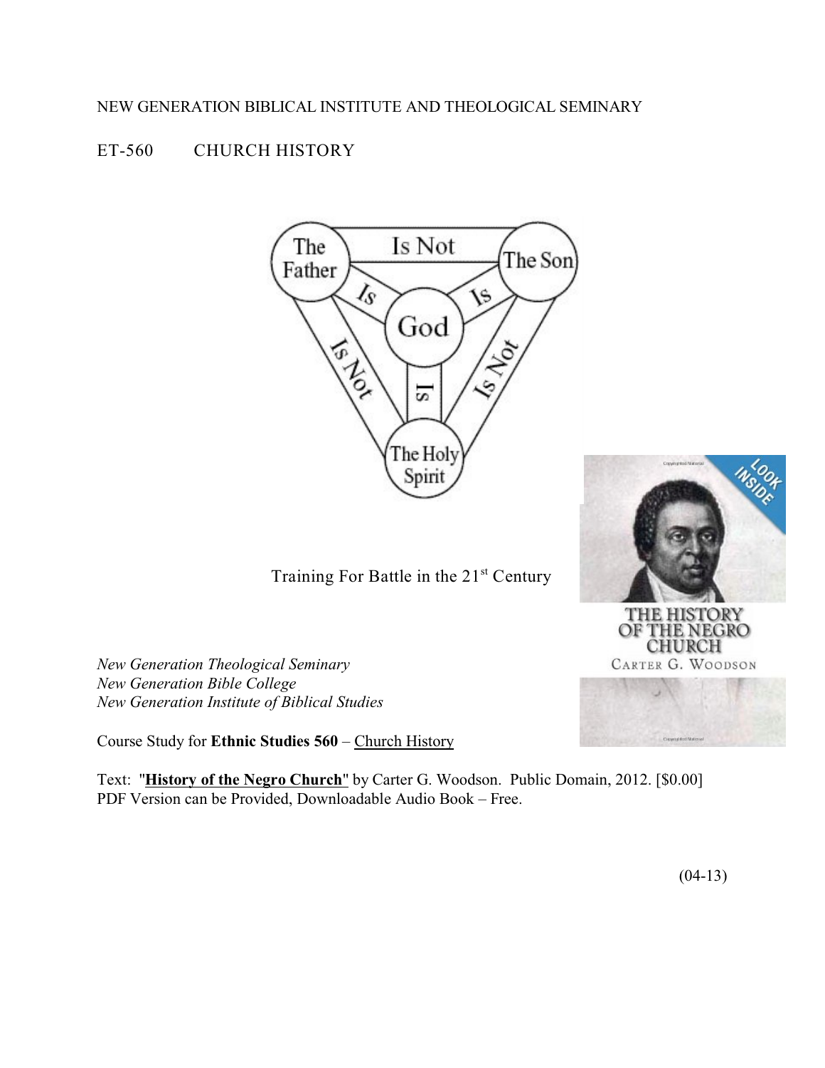NEW GENERATION BIBLICAL INSTITUTE AND THEOLOGICAL SEMINARY

# ET-560 CHURCH HISTORY

Training For Battle in the 21[st] Century

*New Generation Theological Seminary*
*New Generation Bible College*
*New Generation Institute of Biblical Studies*

Course Study for **Ethnic Studies 560** – Church History

Text: "**History of the Negro Church**" by Carter G. Woodson. Public Domain, 2012. [$0.00]
PDF Version can be Provided, Downloadable Audio Book – Free.

(04-13)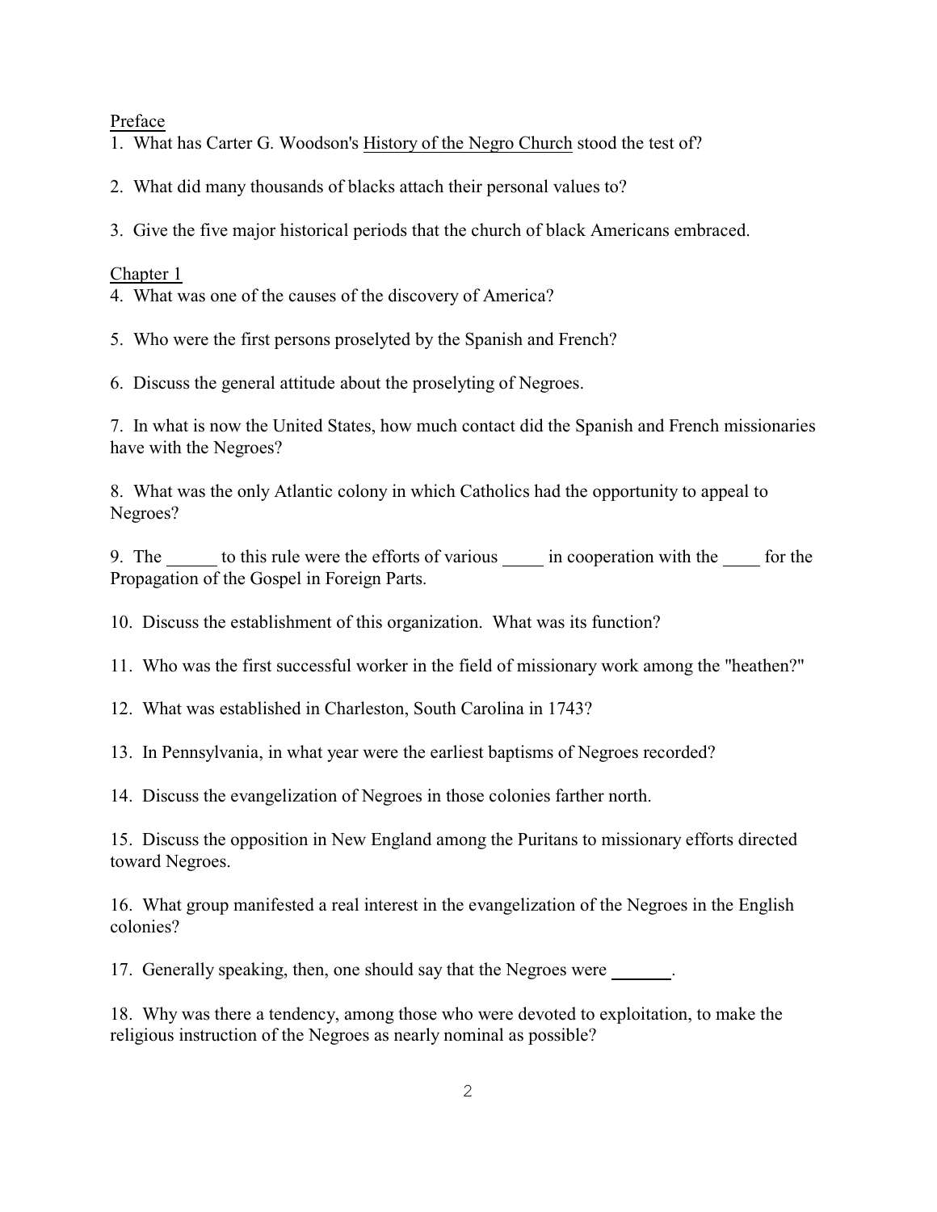Preface

1. What has Carter G. Woodson's History of the Negro Church stood the test of?

2. What did many thousands of blacks attach their personal values to?

3. Give the five major historical periods that the church of black Americans embraced.

Chapter 1

4. What was one of the causes of the discovery of America?

5. Who were the first persons proselyted by the Spanish and French?

6. Discuss the general attitude about the proselyting of Negroes.

7. In what is now the United States, how much contact did the Spanish and French missionaries have with the Negroes?

8. What was the only Atlantic colony in which Catholics had the opportunity to appeal to Negroes?

9. The ______ to this rule were the efforts of various _____ in cooperation with the ____ for the Propagation of the Gospel in Foreign Parts.

10. Discuss the establishment of this organization. What was its function?

11. Who was the first successful worker in the field of missionary work among the "heathen?"

12. What was established in Charleston, South Carolina in 1743?

13. In Pennsylvania, in what year were the earliest baptisms of Negroes recorded?

14. Discuss the evangelization of Negroes in those colonies farther north.

15. Discuss the opposition in New England among the Puritans to missionary efforts directed toward Negroes.

16. What group manifested a real interest in the evangelization of the Negroes in the English colonies?

17. Generally speaking, then, one should say that the Negroes were _______.

18. Why was there a tendency, among those who were devoted to exploitation, to make the religious instruction of the Negroes as nearly nominal as possible?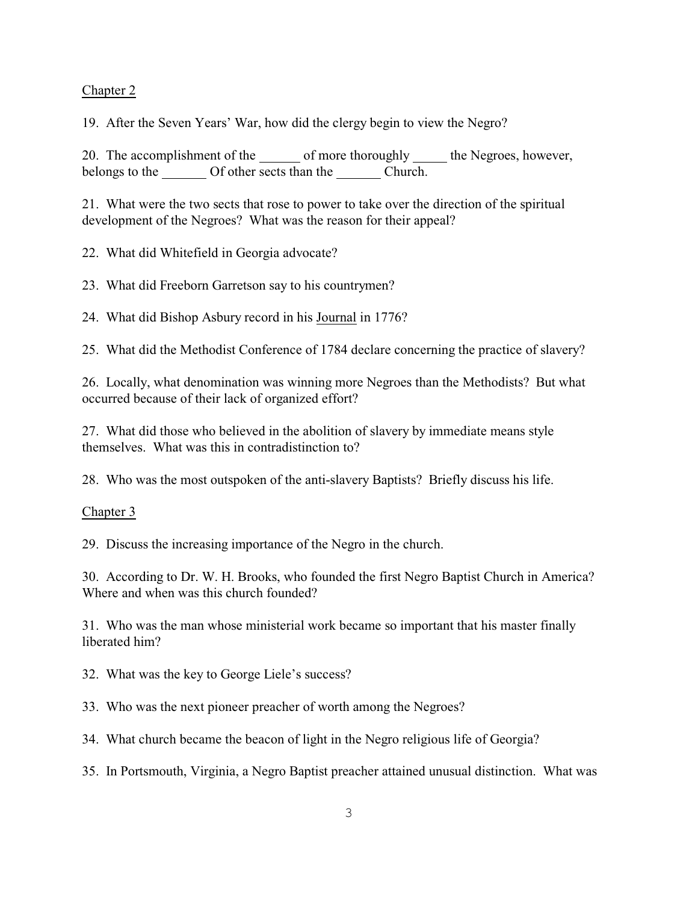Chapter 2

19. After the Seven Years' War, how did the clergy begin to view the Negro?

20. The accomplishment of the ______ of more thoroughly _____ the Negroes, however, belongs to the _______ Of other sects than the _______ Church.

21. What were the two sects that rose to power to take over the direction of the spiritual development of the Negroes? What was the reason for their appeal?

22. What did Whitefield in Georgia advocate?

23. What did Freeborn Garretson say to his countrymen?

24. What did Bishop Asbury record in his Journal in 1776?

25. What did the Methodist Conference of 1784 declare concerning the practice of slavery?

26. Locally, what denomination was winning more Negroes than the Methodists? But what occurred because of their lack of organized effort?

27. What did those who believed in the abolition of slavery by immediate means style themselves. What was this in contradistinction to?

28. Who was the most outspoken of the anti-slavery Baptists? Briefly discuss his life.

Chapter 3

29. Discuss the increasing importance of the Negro in the church.

30. According to Dr. W. H. Brooks, who founded the first Negro Baptist Church in America? Where and when was this church founded?

31. Who was the man whose ministerial work became so important that his master finally liberated him?

32. What was the key to George Liele's success?

33. Who was the next pioneer preacher of worth among the Negroes?

34. What church became the beacon of light in the Negro religious life of Georgia?

35. In Portsmouth, Virginia, a Negro Baptist preacher attained unusual distinction. What was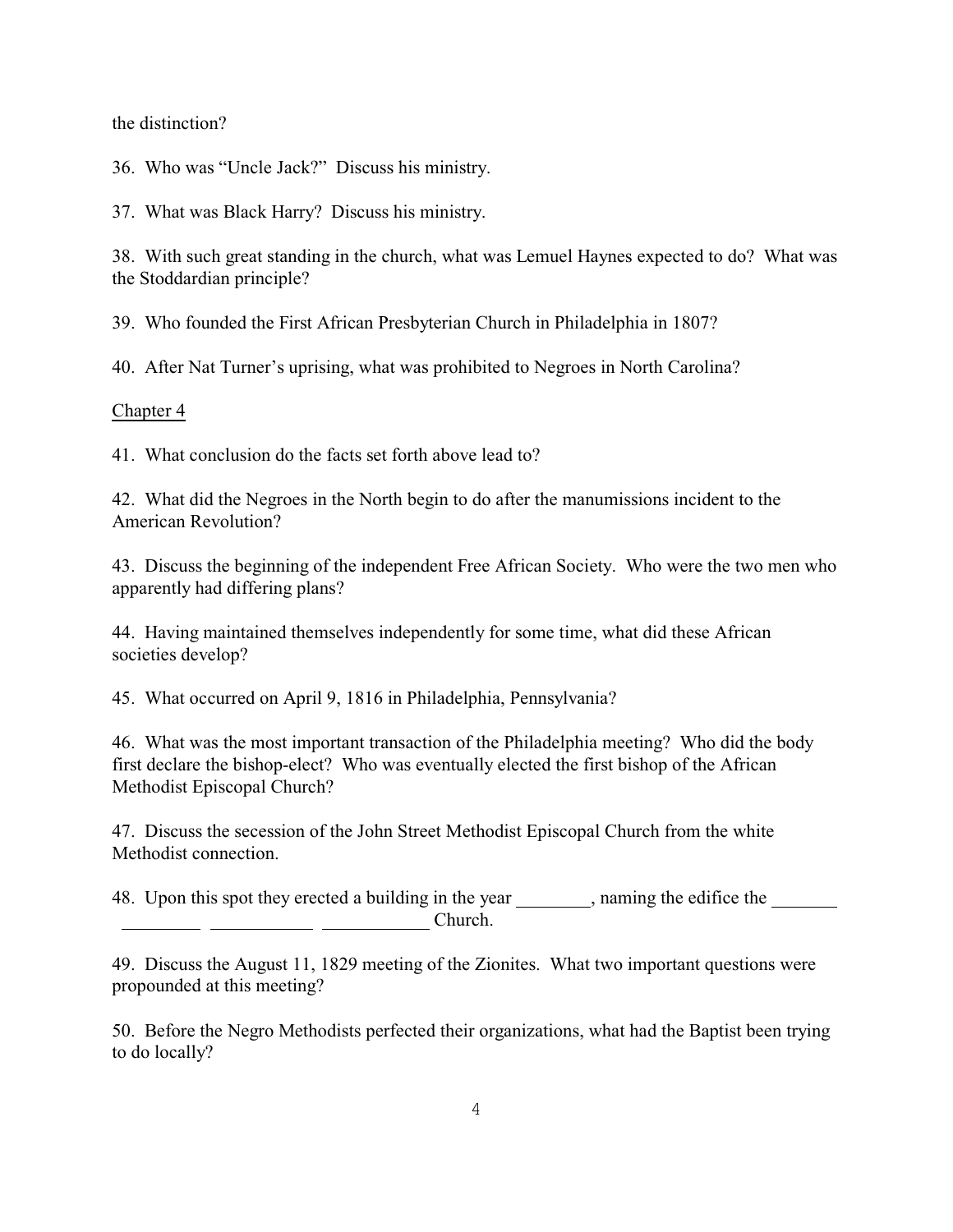the distinction?

36. Who was "Uncle Jack?" Discuss his ministry.

37. What was Black Harry? Discuss his ministry.

38. With such great standing in the church, what was Lemuel Haynes expected to do? What was the Stoddardian principle?

39. Who founded the First African Presbyterian Church in Philadelphia in 1807?

40. After Nat Turner's uprising, what was prohibited to Negroes in North Carolina?

<u>Chapter 4</u>

41. What conclusion do the facts set forth above lead to?

42. What did the Negroes in the North begin to do after the manumissions incident to the American Revolution?

43. Discuss the beginning of the independent Free African Society. Who were the two men who apparently had differing plans?

44. Having maintained themselves independently for some time, what did these African societies develop?

45. What occurred on April 9, 1816 in Philadelphia, Pennsylvania?

46. What was the most important transaction of the Philadelphia meeting? Who did the body first declare the bishop-elect? Who was eventually elected the first bishop of the African Methodist Episcopal Church?

47. Discuss the secession of the John Street Methodist Episcopal Church from the white Methodist connection.

48. Upon this spot they erected a building in the year ________, naming the edifice the _______ ________ ___________ ___________ Church.

49. Discuss the August 11, 1829 meeting of the Zionites. What two important questions were propounded at this meeting?

50. Before the Negro Methodists perfected their organizations, what had the Baptist been trying to do locally?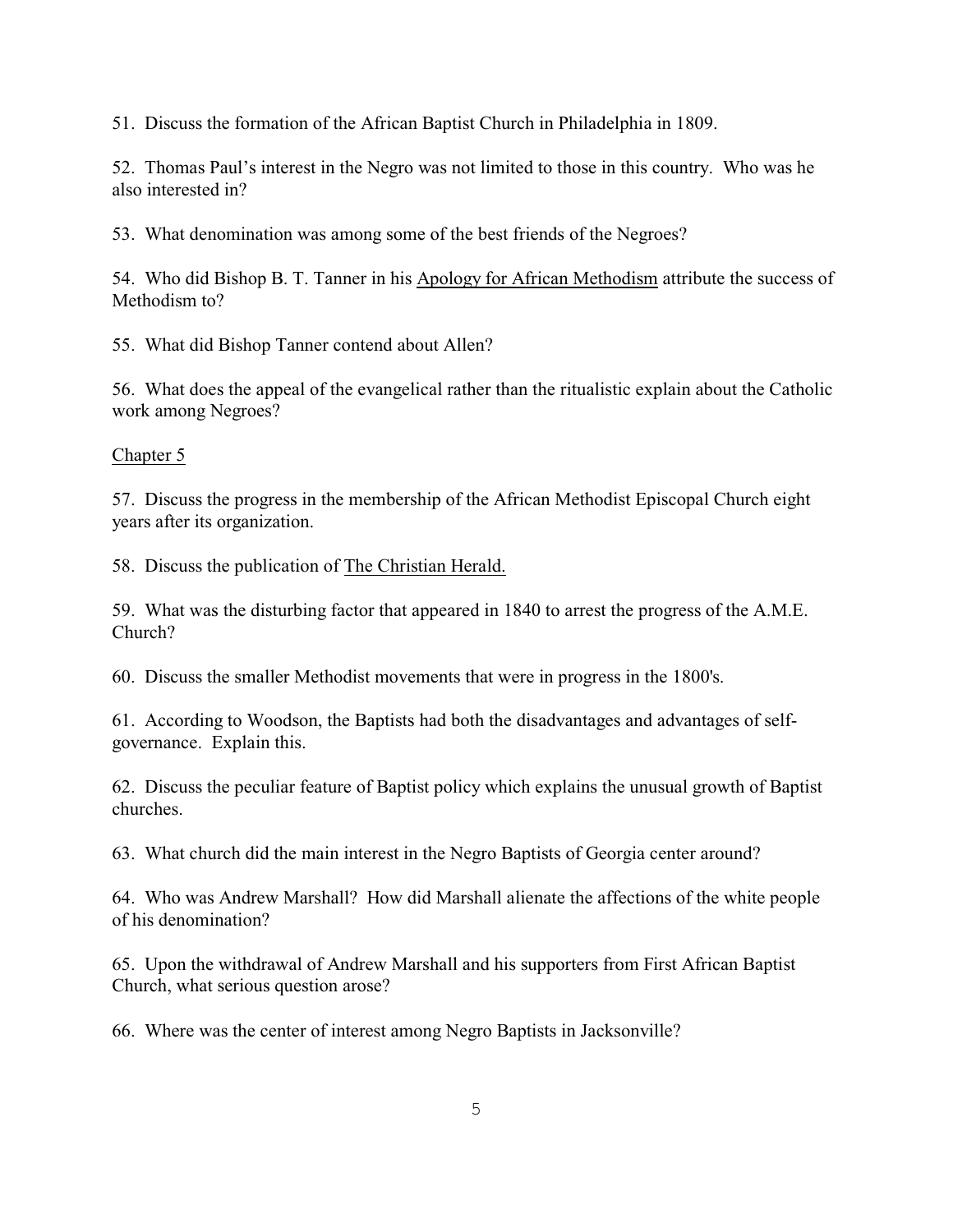51. Discuss the formation of the African Baptist Church in Philadelphia in 1809.

52. Thomas Paul's interest in the Negro was not limited to those in this country. Who was he also interested in?

53. What denomination was among some of the best friends of the Negroes?

54. Who did Bishop B. T. Tanner in his Apology for African Methodism attribute the success of Methodism to?

55. What did Bishop Tanner contend about Allen?

56. What does the appeal of the evangelical rather than the ritualistic explain about the Catholic work among Negroes?

Chapter 5

57. Discuss the progress in the membership of the African Methodist Episcopal Church eight years after its organization.

58. Discuss the publication of The Christian Herald.

59. What was the disturbing factor that appeared in 1840 to arrest the progress of the A.M.E. Church?

60. Discuss the smaller Methodist movements that were in progress in the 1800's.

61. According to Woodson, the Baptists had both the disadvantages and advantages of self-governance. Explain this.

62. Discuss the peculiar feature of Baptist policy which explains the unusual growth of Baptist churches.

63. What church did the main interest in the Negro Baptists of Georgia center around?

64. Who was Andrew Marshall? How did Marshall alienate the affections of the white people of his denomination?

65. Upon the withdrawal of Andrew Marshall and his supporters from First African Baptist Church, what serious question arose?

66. Where was the center of interest among Negro Baptists in Jacksonville?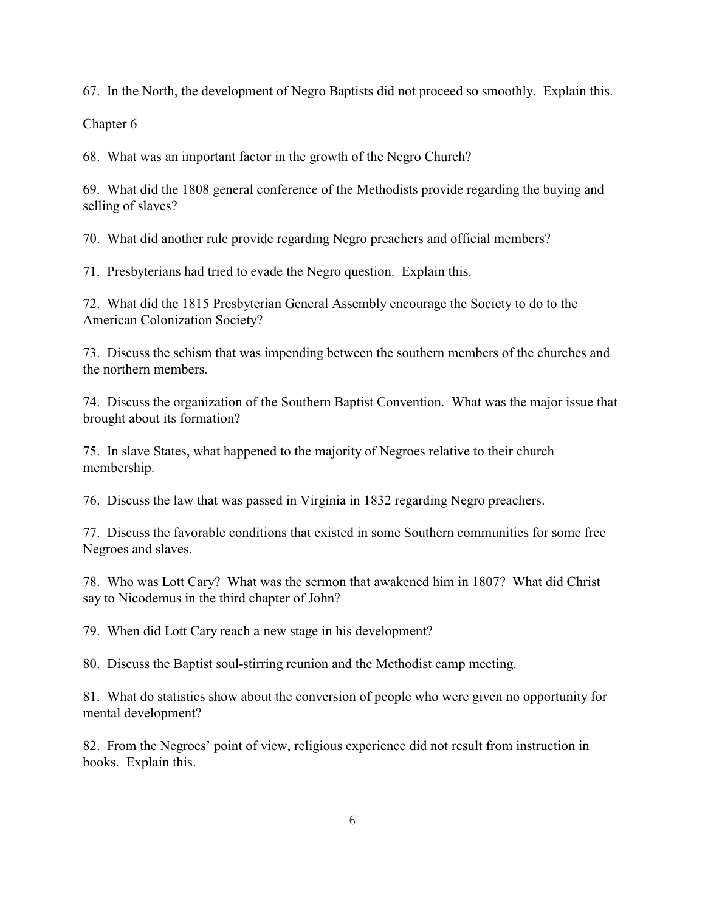67. In the North, the development of Negro Baptists did not proceed so smoothly. Explain this.

## Chapter 6

68. What was an important factor in the growth of the Negro Church?

69. What did the 1808 general conference of the Methodists provide regarding the buying and selling of slaves?

70. What did another rule provide regarding Negro preachers and official members?

71. Presbyterians had tried to evade the Negro question. Explain this.

72. What did the 1815 Presbyterian General Assembly encourage the Society to do to the American Colonization Society?

73. Discuss the schism that was impending between the southern members of the churches and the northern members.

74. Discuss the organization of the Southern Baptist Convention. What was the major issue that brought about its formation?

75. In slave States, what happened to the majority of Negroes relative to their church membership.

76. Discuss the law that was passed in Virginia in 1832 regarding Negro preachers.

77. Discuss the favorable conditions that existed in some Southern communities for some free Negroes and slaves.

78. Who was Lott Cary? What was the sermon that awakened him in 1807? What did Christ say to Nicodemus in the third chapter of John?

79. When did Lott Cary reach a new stage in his development?

80. Discuss the Baptist soul-stirring reunion and the Methodist camp meeting.

81. What do statistics show about the conversion of people who were given no opportunity for mental development?

82. From the Negroes' point of view, religious experience did not result from instruction in books. Explain this.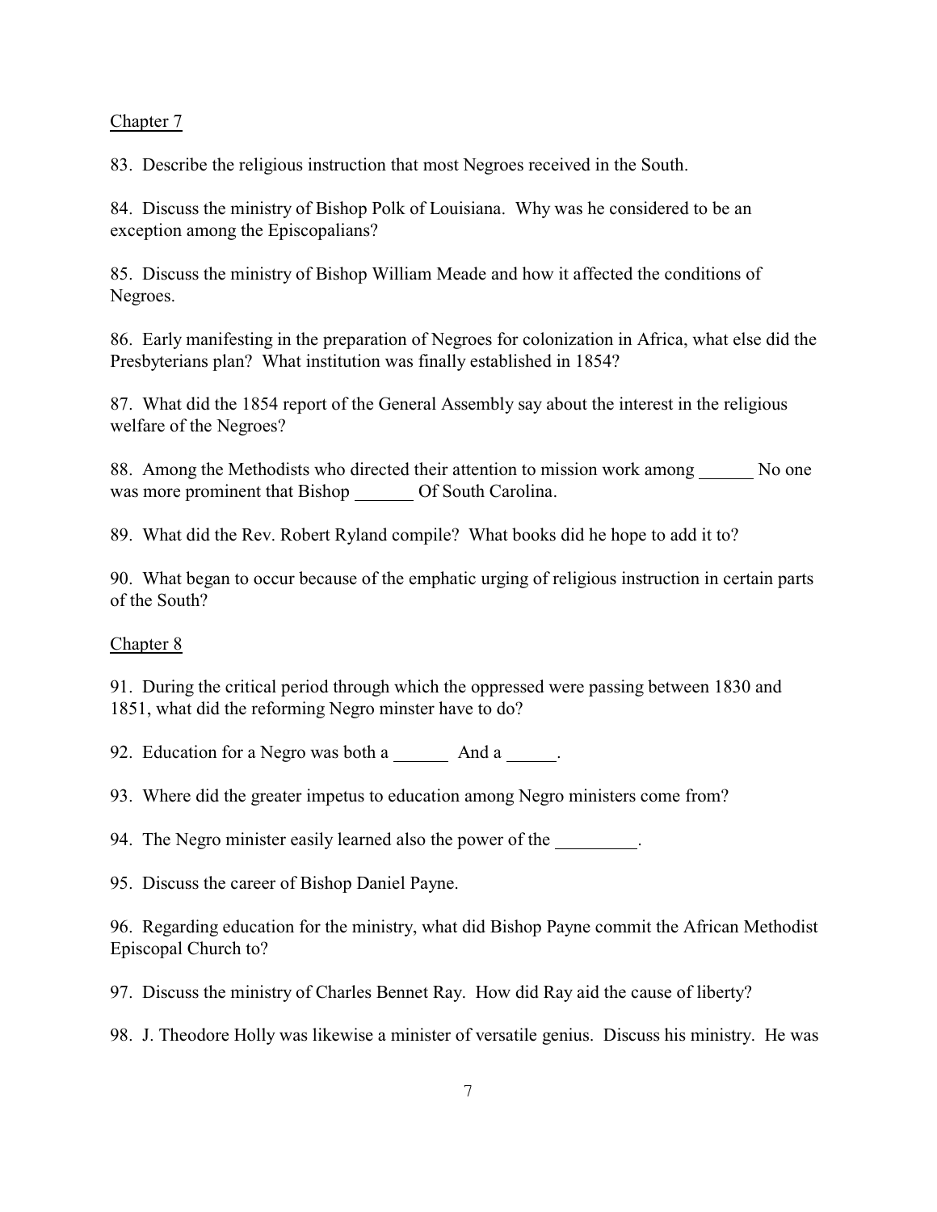Chapter 7

83. Describe the religious instruction that most Negroes received in the South.

84. Discuss the ministry of Bishop Polk of Louisiana. Why was he considered to be an exception among the Episcopalians?

85. Discuss the ministry of Bishop William Meade and how it affected the conditions of Negroes.

86. Early manifesting in the preparation of Negroes for colonization in Africa, what else did the Presbyterians plan? What institution was finally established in 1854?

87. What did the 1854 report of the General Assembly say about the interest in the religious welfare of the Negroes?

88. Among the Methodists who directed their attention to mission work among ______ No one was more prominent that Bishop ______ Of South Carolina.

89. What did the Rev. Robert Ryland compile? What books did he hope to add it to?

90. What began to occur because of the emphatic urging of religious instruction in certain parts of the South?

Chapter 8

91. During the critical period through which the oppressed were passing between 1830 and 1851, what did the reforming Negro minster have to do?

92. Education for a Negro was both a ______ And a _____.

93. Where did the greater impetus to education among Negro ministers come from?

94. The Negro minister easily learned also the power of the _________.

95. Discuss the career of Bishop Daniel Payne.

96. Regarding education for the ministry, what did Bishop Payne commit the African Methodist Episcopal Church to?

97. Discuss the ministry of Charles Bennet Ray. How did Ray aid the cause of liberty?

98. J. Theodore Holly was likewise a minister of versatile genius. Discuss his ministry. He was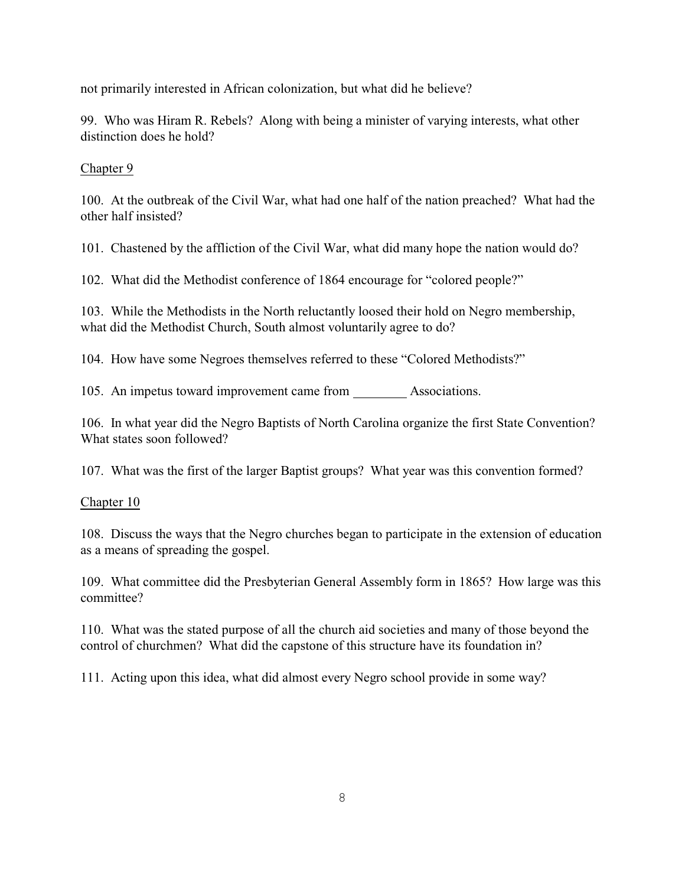not primarily interested in African colonization, but what did he believe?

99. Who was Hiram R. Rebels? Along with being a minister of varying interests, what other distinction does he hold?

<u>Chapter 9</u>

100. At the outbreak of the Civil War, what had one half of the nation preached? What had the other half insisted?

101. Chastened by the affliction of the Civil War, what did many hope the nation would do?

102. What did the Methodist conference of 1864 encourage for "colored people?"

103. While the Methodists in the North reluctantly loosed their hold on Negro membership, what did the Methodist Church, South almost voluntarily agree to do?

104. How have some Negroes themselves referred to these "Colored Methodists?"

105. An impetus toward improvement came from ________ Associations.

106. In what year did the Negro Baptists of North Carolina organize the first State Convention? What states soon followed?

107. What was the first of the larger Baptist groups? What year was this convention formed?

<u>Chapter 10</u>

108. Discuss the ways that the Negro churches began to participate in the extension of education as a means of spreading the gospel.

109. What committee did the Presbyterian General Assembly form in 1865? How large was this committee?

110. What was the stated purpose of all the church aid societies and many of those beyond the control of churchmen? What did the capstone of this structure have its foundation in?

111. Acting upon this idea, what did almost every Negro school provide in some way?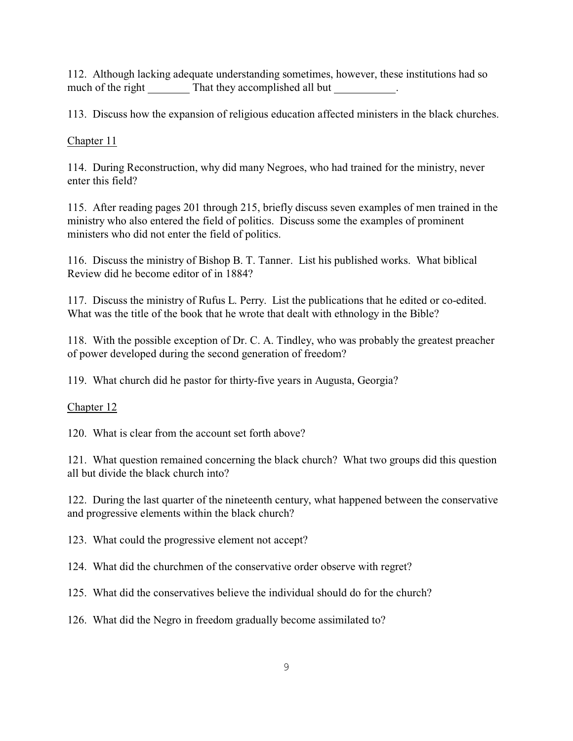112. Although lacking adequate understanding sometimes, however, these institutions had so much of the right ________ That they accomplished all but ___________.

113. Discuss how the expansion of religious education affected ministers in the black churches.

<u>Chapter 11</u>

114. During Reconstruction, why did many Negroes, who had trained for the ministry, never enter this field?

115. After reading pages 201 through 215, briefly discuss seven examples of men trained in the ministry who also entered the field of politics. Discuss some the examples of prominent ministers who did not enter the field of politics.

116. Discuss the ministry of Bishop B. T. Tanner. List his published works. What biblical Review did he become editor of in 1884?

117. Discuss the ministry of Rufus L. Perry. List the publications that he edited or co-edited. What was the title of the book that he wrote that dealt with ethnology in the Bible?

118. With the possible exception of Dr. C. A. Tindley, who was probably the greatest preacher of power developed during the second generation of freedom?

119. What church did he pastor for thirty-five years in Augusta, Georgia?

<u>Chapter 12</u>

120. What is clear from the account set forth above?

121. What question remained concerning the black church? What two groups did this question all but divide the black church into?

122. During the last quarter of the nineteenth century, what happened between the conservative and progressive elements within the black church?

123. What could the progressive element not accept?

124. What did the churchmen of the conservative order observe with regret?

125. What did the conservatives believe the individual should do for the church?

126. What did the Negro in freedom gradually become assimilated to?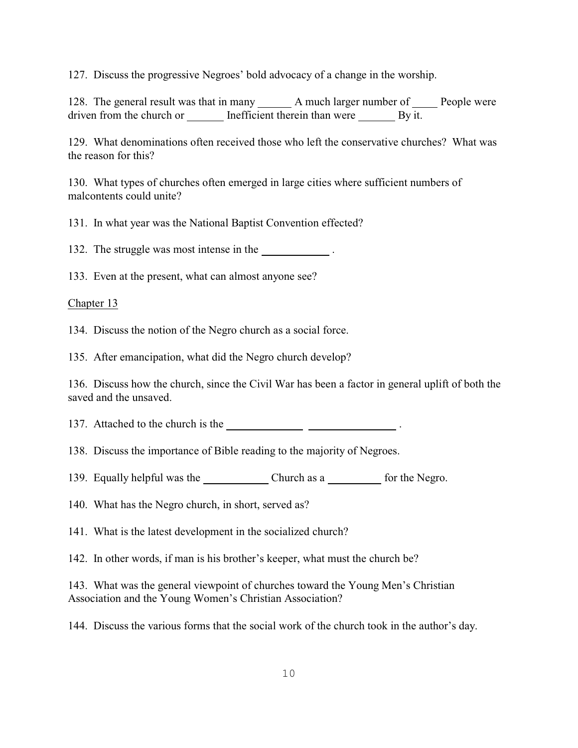127. Discuss the progressive Negroes' bold advocacy of a change in the worship.

128. The general result was that in many ______ A much larger number of _____ People were driven from the church or _______ Inefficient therein than were _______ By it.

129. What denominations often received those who left the conservative churches? What was the reason for this?

130. What types of churches often emerged in large cities where sufficient numbers of malcontents could unite?

131. In what year was the National Baptist Convention effected?

132. The struggle was most intense in the ____________ .

133. Even at the present, what can almost anyone see?

<u>Chapter 13</u>

134. Discuss the notion of the Negro church as a social force.

135. After emancipation, what did the Negro church develop?

136. Discuss how the church, since the Civil War has been a factor in general uplift of both the saved and the unsaved.

137. Attached to the church is the ______________ ________________ .

138. Discuss the importance of Bible reading to the majority of Negroes.

139. Equally helpful was the ____________ Church as a __________ for the Negro.

140. What has the Negro church, in short, served as?

141. What is the latest development in the socialized church?

142. In other words, if man is his brother's keeper, what must the church be?

143. What was the general viewpoint of churches toward the Young Men's Christian Association and the Young Women's Christian Association?

144. Discuss the various forms that the social work of the church took in the author's day.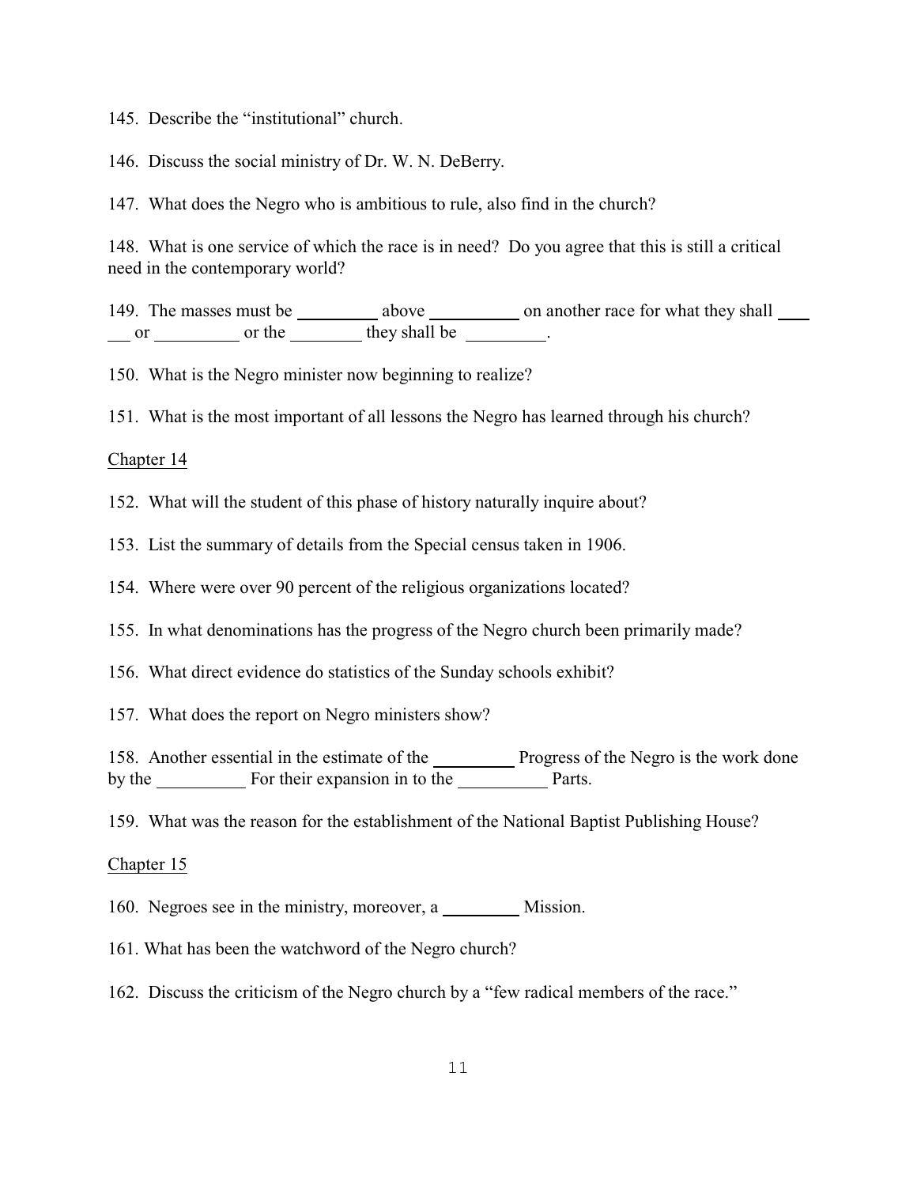145. Describe the "institutional" church.

146. Discuss the social ministry of Dr. W. N. DeBerry.

147. What does the Negro who is ambitious to rule, also find in the church?

148. What is one service of which the race is in need? Do you agree that this is still a critical need in the contemporary world?

149. The masses must be _________ above __________ on another race for what they shall _______ or _________ or the ________ they shall be _________.

150. What is the Negro minister now beginning to realize?

151. What is the most important of all lessons the Negro has learned through his church?

Chapter 14

152. What will the student of this phase of history naturally inquire about?

153. List the summary of details from the Special census taken in 1906.

154. Where were over 90 percent of the religious organizations located?

155. In what denominations has the progress of the Negro church been primarily made?

156. What direct evidence do statistics of the Sunday schools exhibit?

157. What does the report on Negro ministers show?

158. Another essential in the estimate of the _________ Progress of the Negro is the work done by the __________ For their expansion in to the __________ Parts.

159. What was the reason for the establishment of the National Baptist Publishing House?

Chapter 15

160. Negroes see in the ministry, moreover, a _________ Mission.

161. What has been the watchword of the Negro church?

162. Discuss the criticism of the Negro church by a "few radical members of the race."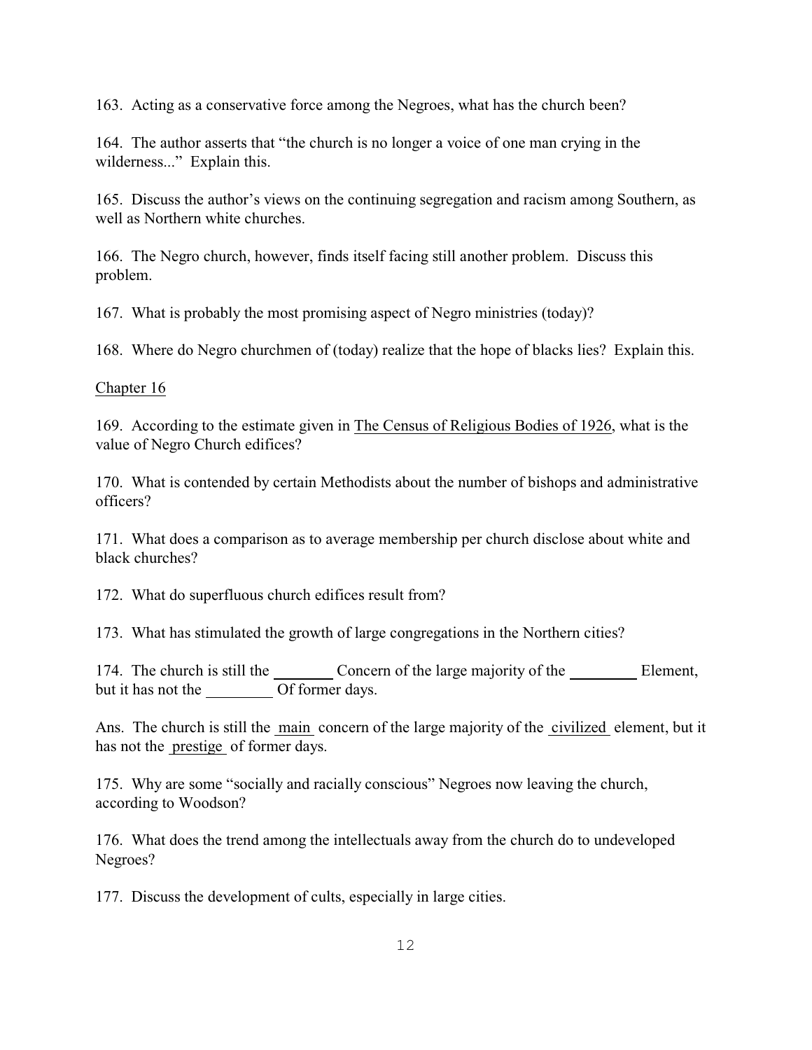163. Acting as a conservative force among the Negroes, what has the church been?

164. The author asserts that "the church is no longer a voice of one man crying in the wilderness..." Explain this.

165. Discuss the author's views on the continuing segregation and racism among Southern, as well as Northern white churches.

166. The Negro church, however, finds itself facing still another problem. Discuss this problem.

167. What is probably the most promising aspect of Negro ministries (today)?

168. Where do Negro churchmen of (today) realize that the hope of blacks lies? Explain this.

<u>Chapter 16</u>

169. According to the estimate given in <u>The Census of Religious Bodies of 1926</u>, what is the value of Negro Church edifices?

170. What is contended by certain Methodists about the number of bishops and administrative officers?

171. What does a comparison as to average membership per church disclose about white and black churches?

172. What do superfluous church edifices result from?

173. What has stimulated the growth of large congregations in the Northern cities?

174. The church is still the ________ Concern of the large majority of the ________ Element, but it has not the ________ Of former days.

Ans. The church is still the <u>main</u> concern of the large majority of the <u>civilized</u> element, but it has not the <u>prestige</u> of former days.

175. Why are some "socially and racially conscious" Negroes now leaving the church, according to Woodson?

176. What does the trend among the intellectuals away from the church do to undeveloped Negroes?

177. Discuss the development of cults, especially in large cities.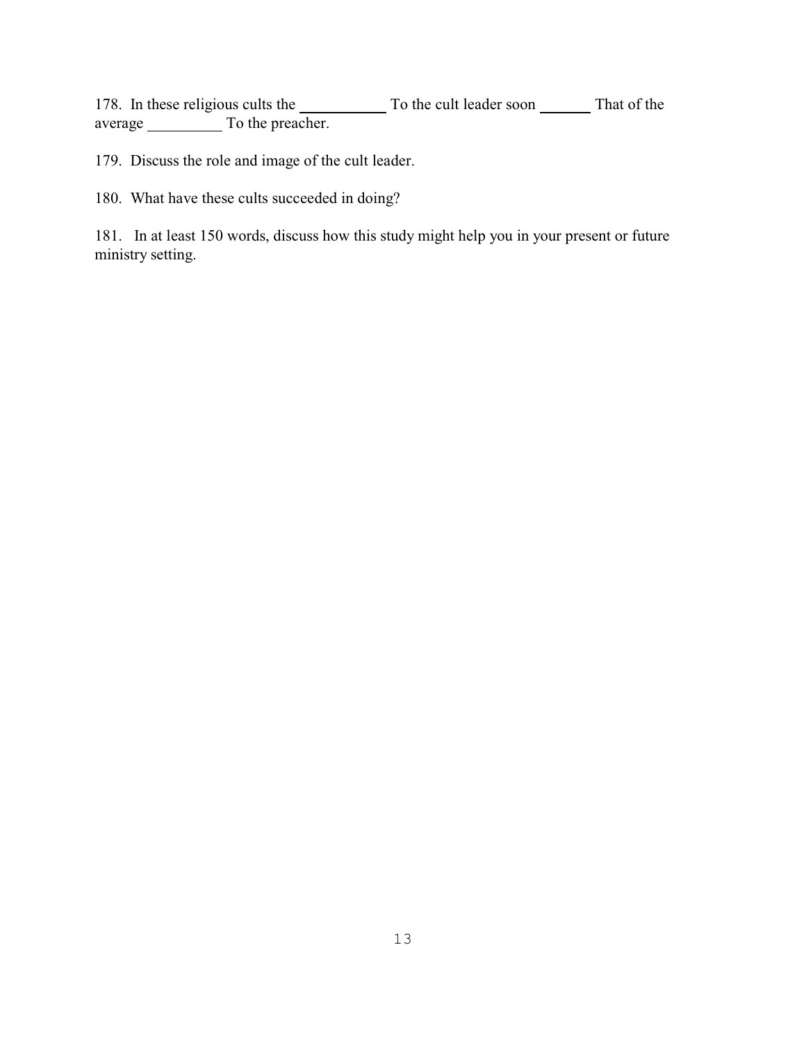178. In these religious cults the ___________ To the cult leader soon _______ That of the average __________ To the preacher.

179. Discuss the role and image of the cult leader.

180. What have these cults succeeded in doing?

181. In at least 150 words, discuss how this study might help you in your present or future ministry setting.